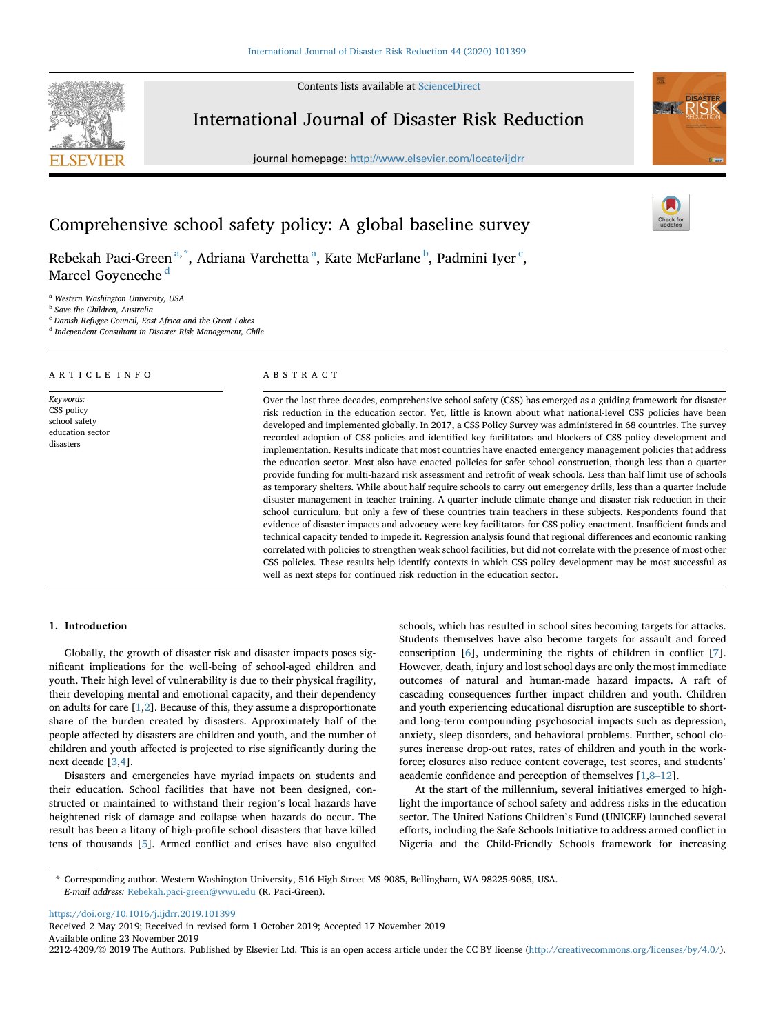# Comprehensive school safety policy: A global baseline survey

Rebekah Paci-Green [a,*], Adriana Varchetta [a], Kate McFarlane [b], Padmini Iyer [c], Marcel Goyeneche [d]

[a] Western Washington University, USA
[b] Save the Children, Australia
[c] Danish Refugee Council, East Africa and the Great Lakes
[d] Independent Consultant in Disaster Risk Management, Chile

## ARTICLE INFO

*Keywords:*
CSS policy
school safety
education sector
disasters

## ABSTRACT

Over the last three decades, comprehensive school safety (CSS) has emerged as a guiding framework for disaster risk reduction in the education sector. Yet, little is known about what national-level CSS policies have been developed and implemented globally. In 2017, a CSS Policy Survey was administered in 68 countries. The survey recorded adoption of CSS policies and identified key facilitators and blockers of CSS policy development and implementation. Results indicate that most countries have enacted emergency management policies that address the education sector. Most also have enacted policies for safer school construction, though less than a quarter provide funding for multi-hazard risk assessment and retrofit of weak schools. Less than half limit use of schools as temporary shelters. While about half require schools to carry out emergency drills, less than a quarter include disaster management in teacher training. A quarter include climate change and disaster risk reduction in their school curriculum, but only a few of these countries train teachers in these subjects. Respondents found that evidence of disaster impacts and advocacy were key facilitators for CSS policy enactment. Insufficient funds and technical capacity tended to impede it. Regression analysis found that regional differences and economic ranking correlated with policies to strengthen weak school facilities, but did not correlate with the presence of most other CSS policies. These results help identify contexts in which CSS policy development may be most successful as well as next steps for continued risk reduction in the education sector.

## 1. Introduction

Globally, the growth of disaster risk and disaster impacts poses significant implications for the well-being of school-aged children and youth. Their high level of vulnerability is due to their physical fragility, their developing mental and emotional capacity, and their dependency on adults for care [1,2]. Because of this, they assume a disproportionate share of the burden created by disasters. Approximately half of the people affected by disasters are children and youth, and the number of children and youth affected is projected to rise significantly during the next decade [3,4].

Disasters and emergencies have myriad impacts on students and their education. School facilities that have not been designed, constructed or maintained to withstand their region's local hazards have heightened risk of damage and collapse when hazards do occur. The result has been a litany of high-profile school disasters that have killed tens of thousands [5]. Armed conflict and crises have also engulfed schools, which has resulted in school sites becoming targets for attacks. Students themselves have also become targets for assault and forced conscription [6], undermining the rights of children in conflict [7]. However, death, injury and lost school days are only the most immediate outcomes of natural and human-made hazard impacts. A raft of cascading consequences further impact children and youth. Children and youth experiencing educational disruption are susceptible to short- and long-term compounding psychosocial impacts such as depression, anxiety, sleep disorders, and behavioral problems. Further, school closures increase drop-out rates, rates of children and youth in the workforce; closures also reduce content coverage, test scores, and students' academic confidence and perception of themselves [1,8–12].

At the start of the millennium, several initiatives emerged to highlight the importance of school safety and address risks in the education sector. The United Nations Children's Fund (UNICEF) launched several efforts, including the Safe Schools Initiative to address armed conflict in Nigeria and the Child-Friendly Schools framework for increasing

* Corresponding author. Western Washington University, 516 High Street MS 9085, Bellingham, WA 98225-9085, USA.
*E-mail address:* Rebekah.paci-green@wwu.edu (R. Paci-Green).

https://doi.org/10.1016/j.ijdrr.2019.101399
Received 2 May 2019; Received in revised form 1 October 2019; Accepted 17 November 2019
Available online 23 November 2019
2212-4209/© 2019 The Authors. Published by Elsevier Ltd. This is an open access article under the CC BY license (http://creativecommons.org/licenses/by/4.0/).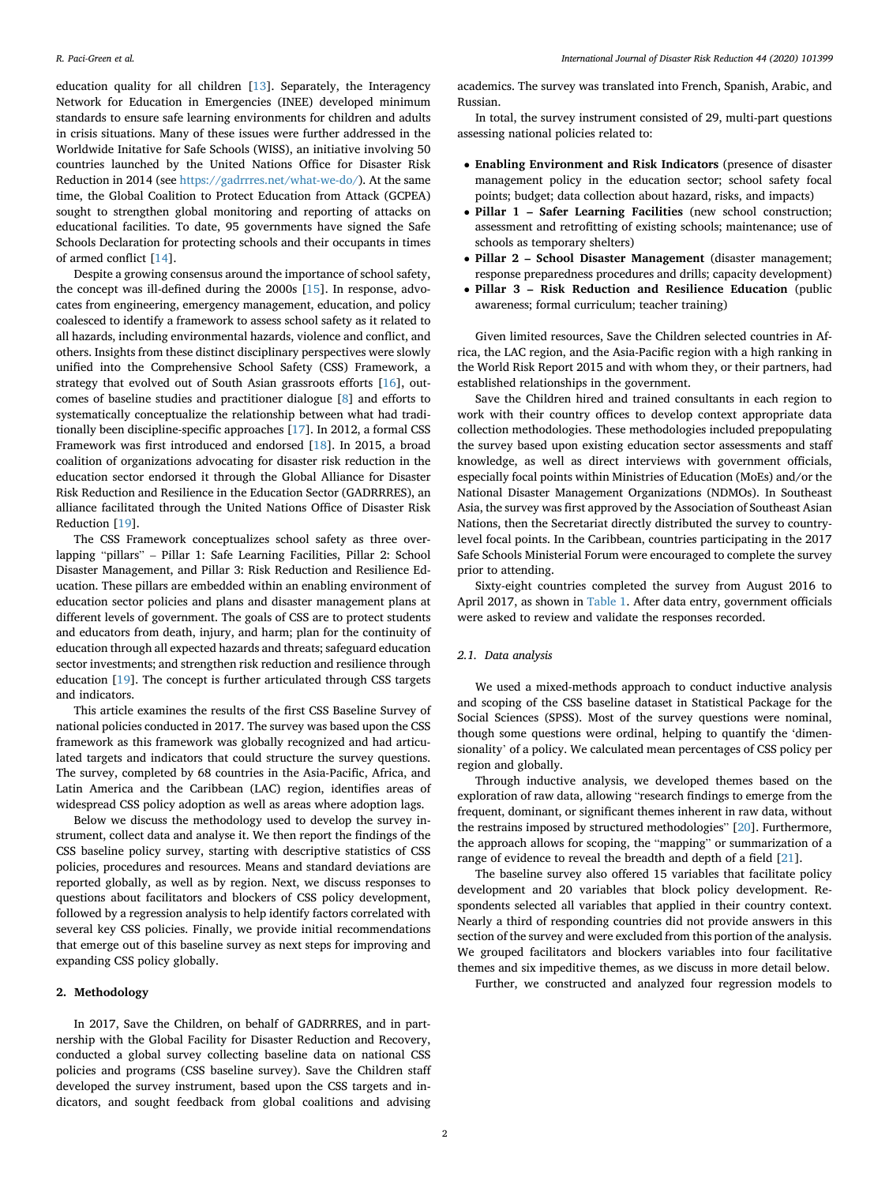education quality for all children [13]. Separately, the Interagency Network for Education in Emergencies (INEE) developed minimum standards to ensure safe learning environments for children and adults in crisis situations. Many of these issues were further addressed in the Worldwide Initative for Safe Schools (WISS), an initiative involving 50 countries launched by the United Nations Office for Disaster Risk Reduction in 2014 (see https://gadrrres.net/what-we-do/). At the same time, the Global Coalition to Protect Education from Attack (GCPEA) sought to strengthen global monitoring and reporting of attacks on educational facilities. To date, 95 governments have signed the Safe Schools Declaration for protecting schools and their occupants in times of armed conflict [14].

Despite a growing consensus around the importance of school safety, the concept was ill-defined during the 2000s [15]. In response, advocates from engineering, emergency management, education, and policy coalesced to identify a framework to assess school safety as it related to all hazards, including environmental hazards, violence and conflict, and others. Insights from these distinct disciplinary perspectives were slowly unified into the Comprehensive School Safety (CSS) Framework, a strategy that evolved out of South Asian grassroots efforts [16], outcomes of baseline studies and practitioner dialogue [8] and efforts to systematically conceptualize the relationship between what had traditionally been discipline-specific approaches [17]. In 2012, a formal CSS Framework was first introduced and endorsed [18]. In 2015, a broad coalition of organizations advocating for disaster risk reduction in the education sector endorsed it through the Global Alliance for Disaster Risk Reduction and Resilience in the Education Sector (GADRRRES), an alliance facilitated through the United Nations Office of Disaster Risk Reduction [19].

The CSS Framework conceptualizes school safety as three overlapping "pillars" – Pillar 1: Safe Learning Facilities, Pillar 2: School Disaster Management, and Pillar 3: Risk Reduction and Resilience Education. These pillars are embedded within an enabling environment of education sector policies and plans and disaster management plans at different levels of government. The goals of CSS are to protect students and educators from death, injury, and harm; plan for the continuity of education through all expected hazards and threats; safeguard education sector investments; and strengthen risk reduction and resilience through education [19]. The concept is further articulated through CSS targets and indicators.

This article examines the results of the first CSS Baseline Survey of national policies conducted in 2017. The survey was based upon the CSS framework as this framework was globally recognized and had articulated targets and indicators that could structure the survey questions. The survey, completed by 68 countries in the Asia-Pacific, Africa, and Latin America and the Caribbean (LAC) region, identifies areas of widespread CSS policy adoption as well as areas where adoption lags.

Below we discuss the methodology used to develop the survey instrument, collect data and analyse it. We then report the findings of the CSS baseline policy survey, starting with descriptive statistics of CSS policies, procedures and resources. Means and standard deviations are reported globally, as well as by region. Next, we discuss responses to questions about facilitators and blockers of CSS policy development, followed by a regression analysis to help identify factors correlated with several key CSS policies. Finally, we provide initial recommendations that emerge out of this baseline survey as next steps for improving and expanding CSS policy globally.

## 2. Methodology

In 2017, Save the Children, on behalf of GADRRRES, and in partnership with the Global Facility for Disaster Reduction and Recovery, conducted a global survey collecting baseline data on national CSS policies and programs (CSS baseline survey). Save the Children staff developed the survey instrument, based upon the CSS targets and indicators, and sought feedback from global coalitions and advising academics. The survey was translated into French, Spanish, Arabic, and Russian.

In total, the survey instrument consisted of 29, multi-part questions assessing national policies related to:

- **Enabling Environment and Risk Indicators** (presence of disaster management policy in the education sector; school safety focal points; budget; data collection about hazard, risks, and impacts)
- **Pillar 1 – Safer Learning Facilities** (new school construction; assessment and retrofitting of existing schools; maintenance; use of schools as temporary shelters)
- **Pillar 2 – School Disaster Management** (disaster management; response preparedness procedures and drills; capacity development)
- **Pillar 3 – Risk Reduction and Resilience Education** (public awareness; formal curriculum; teacher training)

Given limited resources, Save the Children selected countries in Africa, the LAC region, and the Asia-Pacific region with a high ranking in the World Risk Report 2015 and with whom they, or their partners, had established relationships in the government.

Save the Children hired and trained consultants in each region to work with their country offices to develop context appropriate data collection methodologies. These methodologies included prepopulating the survey based upon existing education sector assessments and staff knowledge, as well as direct interviews with government officials, especially focal points within Ministries of Education (MoEs) and/or the National Disaster Management Organizations (NDMOs). In Southeast Asia, the survey was first approved by the Association of Southeast Asian Nations, then the Secretariat directly distributed the survey to country-level focal points. In the Caribbean, countries participating in the 2017 Safe Schools Ministerial Forum were encouraged to complete the survey prior to attending.

Sixty-eight countries completed the survey from August 2016 to April 2017, as shown in Table 1. After data entry, government officials were asked to review and validate the responses recorded.

### 2.1. Data analysis

We used a mixed-methods approach to conduct inductive analysis and scoping of the CSS baseline dataset in Statistical Package for the Social Sciences (SPSS). Most of the survey questions were nominal, though some questions were ordinal, helping to quantify the 'dimensionality' of a policy. We calculated mean percentages of CSS policy per region and globally.

Through inductive analysis, we developed themes based on the exploration of raw data, allowing "research findings to emerge from the frequent, dominant, or significant themes inherent in raw data, without the restrains imposed by structured methodologies" [20]. Furthermore, the approach allows for scoping, the "mapping" or summarization of a range of evidence to reveal the breadth and depth of a field [21].

The baseline survey also offered 15 variables that facilitate policy development and 20 variables that block policy development. Respondents selected all variables that applied in their country context. Nearly a third of responding countries did not provide answers in this section of the survey and were excluded from this portion of the analysis. We grouped facilitators and blockers variables into four facilitative themes and six impeditive themes, as we discuss in more detail below.

Further, we constructed and analyzed four regression models to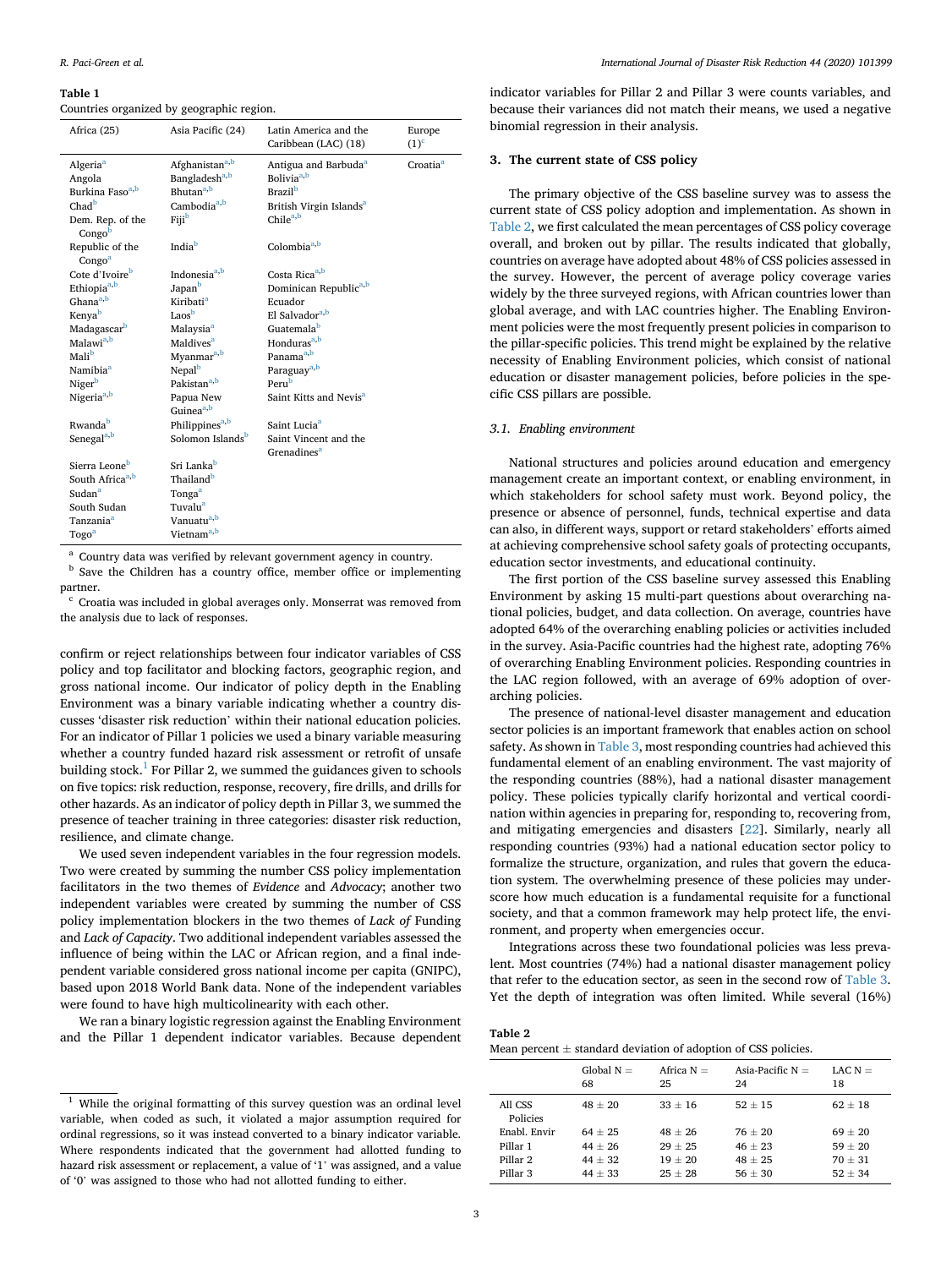**Table 1**
Countries organized by geographic region.

| Africa (25) | Asia Pacific (24) | Latin America and the Caribbean (LAC) (18) | Europe (1)[c] |
|---|---|---|---|
| Algeria[a] | Afghanistan[a,b] | Antigua and Barbuda[a] | Croatia[a] |
| Angola | Bangladesh[a,b] | Bolivia[a,b] | |
| Burkina Faso[a,b] | Bhutan[a,b] | Brazil[b] | |
| Chad[b] | Cambodia[a,b] | British Virgin Islands[a] | |
| Dem. Rep. of the Congo[b] | Fiji[b] | Chile[a,b] | |
| Republic of the Congo[a] | India[b] | Colombia[a,b] | |
| Cote d'Ivoire[b] | Indonesia[a,b] | Costa Rica[a,b] | |
| Ethiopia[a,b] | Japan[b] | Dominican Republic[a,b] | |
| Ghana[a,b] | Kiribati[a] | Ecuador | |
| Kenya[b] | Laos[b] | El Salvador[a,b] | |
| Madagascar[b] | Malaysia[a] | Guatemala[b] | |
| Malawi[a,b] | Maldives[a] | Honduras[a,b] | |
| Mali[b] | Myanmar[a,b] | Panama[a,b] | |
| Namibia[a] | Nepal[b] | Paraguay[a,b] | |
| Niger[b] | Pakistan[a,b] | Peru[b] | |
| Nigeria[a,b] | Papua New Guinea[a,b] | Saint Kitts and Nevis[a] | |
| Rwanda[b] | Philippines[a,b] | Saint Lucia[a] | |
| Senegal[a,b] | Solomon Islands[b] | Saint Vincent and the Grenadines[a] | |
| Sierra Leone[b] | Sri Lanka[b] | | |
| South Africa[a,b] | Thailand[b] | | |
| Sudan[a] | Tonga[a] | | |
| South Sudan | Tuvalu[a] | | |
| Tanzania[a] | Vanuatu[a,b] | | |
| Togo[a] | Vietnam[a,b] | | |

[a] Country data was verified by relevant government agency in country.
[b] Save the Children has a country office, member office or implementing partner.
[c] Croatia was included in global averages only. Monserrat was removed from the analysis due to lack of responses.

confirm or reject relationships between four indicator variables of CSS policy and top facilitator and blocking factors, geographic region, and gross national income. Our indicator of policy depth in the Enabling Environment was a binary variable indicating whether a country discusses 'disaster risk reduction' within their national education policies. For an indicator of Pillar 1 policies we used a binary variable measuring whether a country funded hazard risk assessment or retrofit of unsafe building stock.[1] For Pillar 2, we summed the guidances given to schools on five topics: risk reduction, response, recovery, fire drills, and drills for other hazards. As an indicator of policy depth in Pillar 3, we summed the presence of teacher training in three categories: disaster risk reduction, resilience, and climate change.

We used seven independent variables in the four regression models. Two were created by summing the number CSS policy implementation facilitators in the two themes of *Evidence* and *Advocacy*; another two independent variables were created by summing the number of CSS policy implementation blockers in the two themes of *Lack of* Funding and *Lack of Capacity*. Two additional independent variables assessed the influence of being within the LAC or African region, and a final independent variable considered gross national income per capita (GNIPC), based upon 2018 World Bank data. None of the independent variables were found to have high multicolinearity with each other.

We ran a binary logistic regression against the Enabling Environment and the Pillar 1 dependent indicator variables. Because dependent indicator variables for Pillar 2 and Pillar 3 were counts variables, and because their variances did not match their means, we used a negative binomial regression in their analysis.

[1] While the original formatting of this survey question was an ordinal level variable, when coded as such, it violated a major assumption required for ordinal regressions, so it was instead converted to a binary indicator variable. Where respondents indicated that the government had allotted funding to hazard risk assessment or replacement, a value of '1' was assigned, and a value of '0' was assigned to those who had not allotted funding to either.

## 3. The current state of CSS policy

The primary objective of the CSS baseline survey was to assess the current state of CSS policy adoption and implementation. As shown in Table 2, we first calculated the mean percentages of CSS policy coverage overall, and broken out by pillar. The results indicated that globally, countries on average have adopted about 48% of CSS policies assessed in the survey. However, the percent of average policy coverage varies widely by the three surveyed regions, with African countries lower than global average, and with LAC countries higher. The Enabling Environment policies were the most frequently present policies in comparison to the pillar-specific policies. This trend might be explained by the relative necessity of Enabling Environment policies, which consist of national education or disaster management policies, before policies in the specific CSS pillars are possible.

### 3.1. Enabling environment

National structures and policies around education and emergency management create an important context, or enabling environment, in which stakeholders for school safety must work. Beyond policy, the presence or absence of personnel, funds, technical expertise and data can also, in different ways, support or retard stakeholders' efforts aimed at achieving comprehensive school safety goals of protecting occupants, education sector investments, and educational continuity.

The first portion of the CSS baseline survey assessed this Enabling Environment by asking 15 multi-part questions about overarching national policies, budget, and data collection. On average, countries have adopted 64% of the overarching enabling policies or activities included in the survey. Asia-Pacific countries had the highest rate, adopting 76% of overarching Enabling Environment policies. Responding countries in the LAC region followed, with an average of 69% adoption of overarching policies.

The presence of national-level disaster management and education sector policies is an important framework that enables action on school safety. As shown in Table 3, most responding countries had achieved this fundamental element of an enabling environment. The vast majority of the responding countries (88%), had a national disaster management policy. These policies typically clarify horizontal and vertical coordination within agencies in preparing for, responding to, recovering from, and mitigating emergencies and disasters [22]. Similarly, nearly all responding countries (93%) had a national education sector policy to formalize the structure, organization, and rules that govern the education system. The overwhelming presence of these policies may underscore how much education is a fundamental requisite for a functional society, and that a common framework may help protect life, the environment, and property when emergencies occur.

Integrations across these two foundational policies was less prevalent. Most countries (74%) had a national disaster management policy that refer to the education sector, as seen in the second row of Table 3. Yet the depth of integration was often limited. While several (16%)

**Table 2**
Mean percent ± standard deviation of adoption of CSS policies.

| | Global N = 68 | Africa N = 25 | Asia-Pacific N = 24 | LAC N = 18 |
|---|---|---|---|---|
| All CSS Policies | 48 ± 20 | 33 ± 16 | 52 ± 15 | 62 ± 18 |
| Enabl. Envir | 64 ± 25 | 48 ± 26 | 76 ± 20 | 69 ± 20 |
| Pillar 1 | 44 ± 26 | 29 ± 25 | 46 ± 23 | 59 ± 20 |
| Pillar 2 | 44 ± 32 | 19 ± 20 | 48 ± 25 | 70 ± 31 |
| Pillar 3 | 44 ± 33 | 25 ± 28 | 56 ± 30 | 52 ± 34 |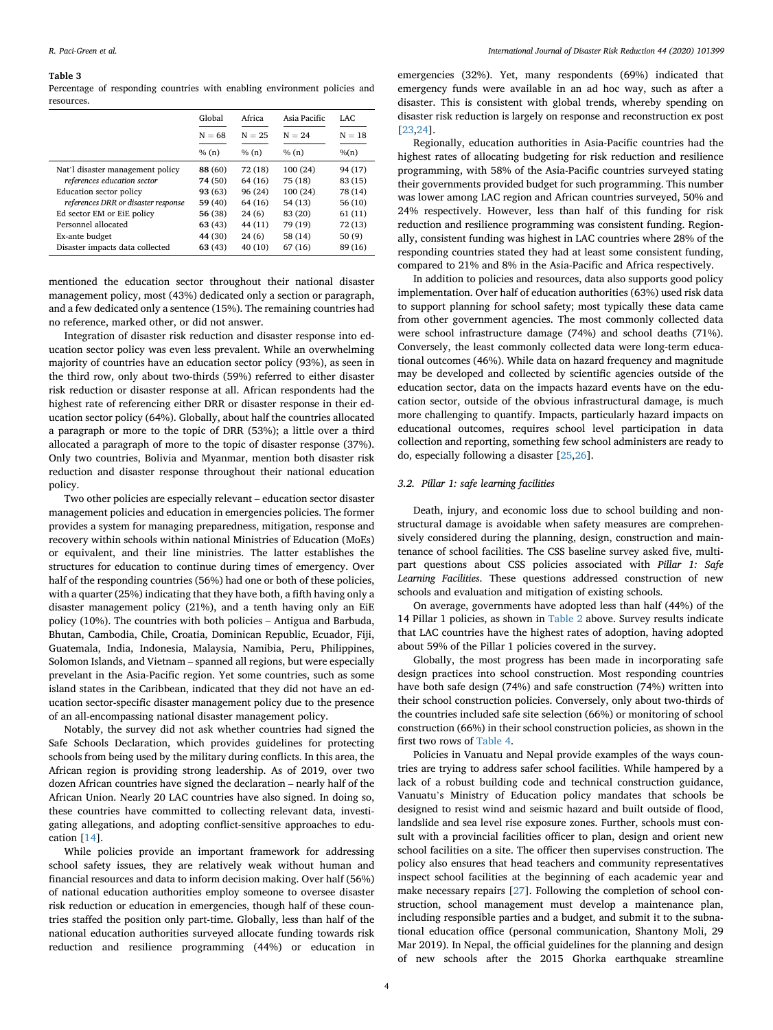**Table 3**
Percentage of responding countries with enabling environment policies and resources.

| | Global | Africa | Asia Pacific | LAC |
|---|---|---|---|---|
| | N = 68 | N = 25 | N = 24 | N = 18 |
| | % (n) | % (n) | % (n) | %(n) |
| Nat'l disaster management policy | **88** (60) | 72 (18) | 100 (24) | 94 (17) |
| *references education sector* | **74** (50) | 64 (16) | 75 (18) | 83 (15) |
| Education sector policy | **93** (63) | 96 (24) | 100 (24) | 78 (14) |
| *references DRR or disaster response* | **59** (40) | 64 (16) | 54 (13) | 56 (10) |
| Ed sector EM or EiE policy | **56** (38) | 24 (6) | 83 (20) | 61 (11) |
| Personnel allocated | **63** (43) | 44 (11) | 79 (19) | 72 (13) |
| Ex-ante budget | **44** (30) | 24 (6) | 58 (14) | 50 (9) |
| Disaster impacts data collected | **63** (43) | 40 (10) | 67 (16) | 89 (16) |

mentioned the education sector throughout their national disaster management policy, most (43%) dedicated only a section or paragraph, and a few dedicated only a sentence (15%). The remaining countries had no reference, marked other, or did not answer.

Integration of disaster risk reduction and disaster response into education sector policy was even less prevalent. While an overwhelming majority of countries have an education sector policy (93%), as seen in the third row, only about two-thirds (59%) referred to either disaster risk reduction or disaster response at all. African respondents had the highest rate of referencing either DRR or disaster response in their education sector policy (64%). Globally, about half the countries allocated a paragraph or more to the topic of DRR (53%); a little over a third allocated a paragraph of more to the topic of disaster response (37%). Only two countries, Bolivia and Myanmar, mention both disaster risk reduction and disaster response throughout their national education policy.

Two other policies are especially relevant – education sector disaster management policies and education in emergencies policies. The former provides a system for managing preparedness, mitigation, response and recovery within schools within national Ministries of Education (MoEs) or equivalent, and their line ministries. The latter establishes the structures for education to continue during times of emergency. Over half of the responding countries (56%) had one or both of these policies, with a quarter (25%) indicating that they have both, a fifth having only a disaster management policy (21%), and a tenth having only an EiE policy (10%). The countries with both policies – Antigua and Barbuda, Bhutan, Cambodia, Chile, Croatia, Dominican Republic, Ecuador, Fiji, Guatemala, India, Indonesia, Malaysia, Namibia, Peru, Philippines, Solomon Islands, and Vietnam – spanned all regions, but were especially prevelant in the Asia-Pacific region. Yet some countries, such as some island states in the Caribbean, indicated that they did not have an education sector-specific disaster management policy due to the presence of an all-encompassing national disaster management policy.

Notably, the survey did not ask whether countries had signed the Safe Schools Declaration, which provides guidelines for protecting schools from being used by the military during conflicts. In this area, the African region is providing strong leadership. As of 2019, over two dozen African countries have signed the declaration – nearly half of the African Union. Nearly 20 LAC countries have also signed. In doing so, these countries have committed to collecting relevant data, investigating allegations, and adopting conflict-sensitive approaches to education [14].

While policies provide an important framework for addressing school safety issues, they are relatively weak without human and financial resources and data to inform decision making. Over half (56%) of national education authorities employ someone to oversee disaster risk reduction or education in emergencies, though half of these countries staffed the position only part-time. Globally, less than half of the national education authorities surveyed allocate funding towards risk reduction and resilience programming (44%) or education in emergencies (32%). Yet, many respondents (69%) indicated that emergency funds were available in an ad hoc way, such as after a disaster. This is consistent with global trends, whereby spending on disaster risk reduction is largely on response and reconstruction ex post [23,24].

Regionally, education authorities in Asia-Pacific countries had the highest rates of allocating budgeting for risk reduction and resilience programming, with 58% of the Asia-Pacific countries surveyed stating their governments provided budget for such programming. This number was lower among LAC region and African countries surveyed, 50% and 24% respectively. However, less than half of this funding for risk reduction and resilience programming was consistent funding. Regionally, consistent funding was highest in LAC countries where 28% of the responding countries stated they had at least some consistent funding, compared to 21% and 8% in the Asia-Pacific and Africa respectively.

In addition to policies and resources, data also supports good policy implementation. Over half of education authorities (63%) used risk data to support planning for school safety; most typically these data came from other government agencies. The most commonly collected data were school infrastructure damage (74%) and school deaths (71%). Conversely, the least commonly collected data were long-term educational outcomes (46%). While data on hazard frequency and magnitude may be developed and collected by scientific agencies outside of the education sector, data on the impacts hazard events have on the education sector, outside of the obvious infrastructural damage, is much more challenging to quantify. Impacts, particularly hazard impacts on educational outcomes, requires school level participation in data collection and reporting, something few school administers are ready to do, especially following a disaster [25,26].

### 3.2. Pillar 1: safe learning facilities

Death, injury, and economic loss due to school building and non-structural damage is avoidable when safety measures are comprehensively considered during the planning, design, construction and maintenance of school facilities. The CSS baseline survey asked five, multi-part questions about CSS policies associated with *Pillar 1: Safe Learning Facilities*. These questions addressed construction of new schools and evaluation and mitigation of existing schools.

On average, governments have adopted less than half (44%) of the 14 Pillar 1 policies, as shown in Table 2 above. Survey results indicate that LAC countries have the highest rates of adoption, having adopted about 59% of the Pillar 1 policies covered in the survey.

Globally, the most progress has been made in incorporating safe design practices into school construction. Most responding countries have both safe design (74%) and safe construction (74%) written into their school construction policies. Conversely, only about two-thirds of the countries included safe site selection (66%) or monitoring of school construction (66%) in their school construction policies, as shown in the first two rows of Table 4.

Policies in Vanuatu and Nepal provide examples of the ways countries are trying to address safer school facilities. While hampered by a lack of a robust building code and technical construction guidance, Vanuatu's Ministry of Education policy mandates that schools be designed to resist wind and seismic hazard and built outside of flood, landslide and sea level rise exposure zones. Further, schools must consult with a provincial facilities officer to plan, design and orient new school facilities on a site. The officer then supervises construction. The policy also ensures that head teachers and community representatives inspect school facilities at the beginning of each academic year and make necessary repairs [27]. Following the completion of school construction, school management must develop a maintenance plan, including responsible parties and a budget, and submit it to the subnational education office (personal communication, Shantony Moli, 29 Mar 2019). In Nepal, the official guidelines for the planning and design of new schools after the 2015 Ghorka earthquake streamline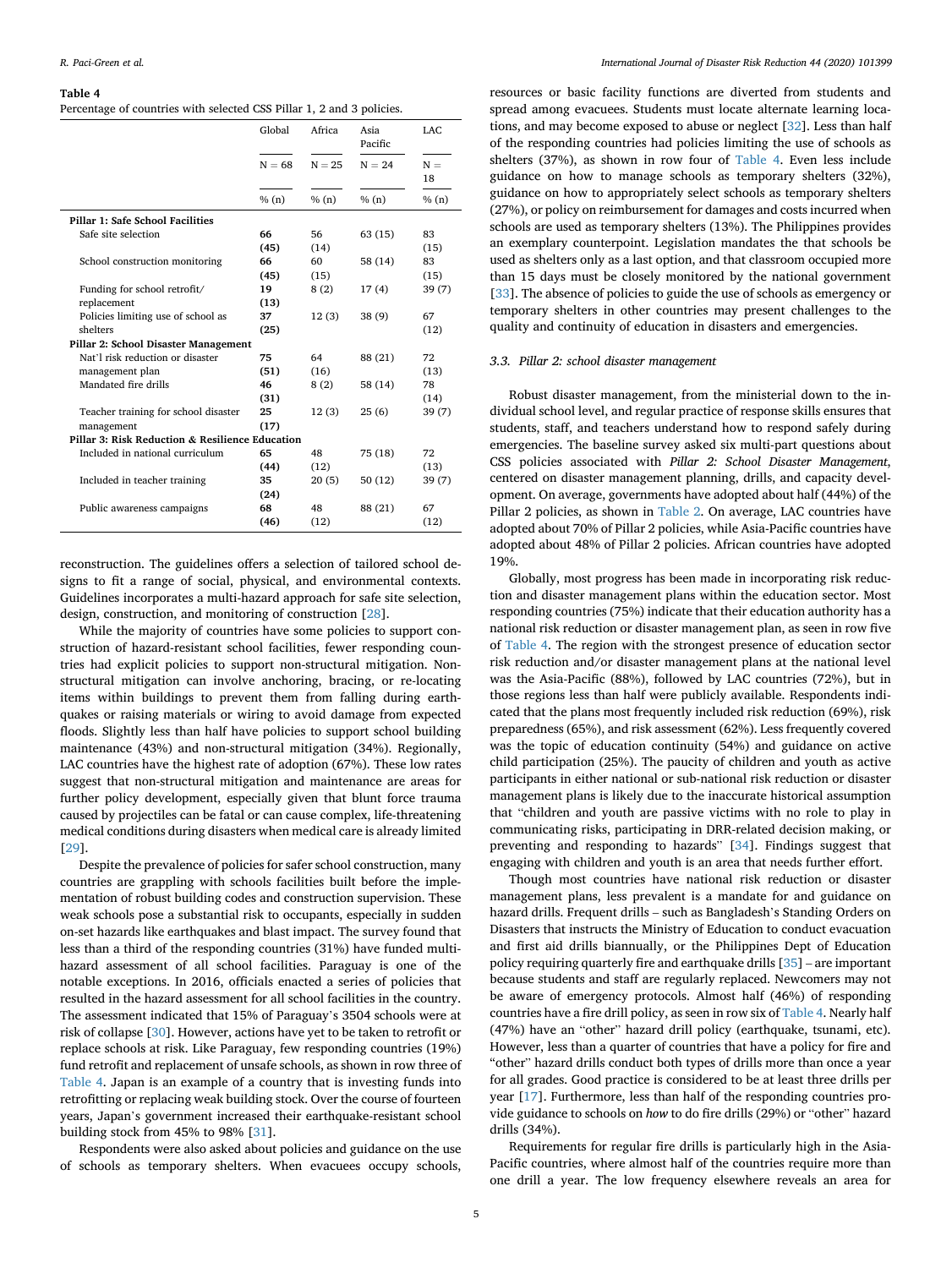**Table 4**
Percentage of countries with selected CSS Pillar 1, 2 and 3 policies.

| | Global | Africa | Asia Pacific | LAC |
|---|---|---|---|---|
| | N = 68 | N = 25 | N = 24 | N = 18 |
| | % (n) | % (n) | % (n) | % (n) |
| **Pillar 1: Safe School Facilities** | | | | |
| Safe site selection | **66 (45)** | 56 (14) | 63 (15) | 83 (15) |
| School construction monitoring | **66 (45)** | 60 (15) | 58 (14) | 83 (15) |
| Funding for school retrofit/ replacement | **19 (13)** | 8 (2) | 17 (4) | 39 (7) |
| Policies limiting use of school as shelters | **37 (25)** | 12 (3) | 38 (9) | 67 (12) |
| **Pillar 2: School Disaster Management** | | | | |
| Nat'l risk reduction or disaster management plan | **75 (51)** | 64 (16) | 88 (21) | 72 (13) |
| Mandated fire drills | **46 (31)** | 8 (2) | 58 (14) | 78 (14) |
| Teacher training for school disaster management | **25 (17)** | 12 (3) | 25 (6) | 39 (7) |
| **Pillar 3: Risk Reduction & Resilience Education** | | | | |
| Included in national curriculum | **65 (44)** | 48 (12) | 75 (18) | 72 (13) |
| Included in teacher training | **35 (24)** | 20 (5) | 50 (12) | 39 (7) |
| Public awareness campaigns | **68 (46)** | 48 (12) | 88 (21) | 67 (12) |

reconstruction. The guidelines offers a selection of tailored school designs to fit a range of social, physical, and environmental contexts. Guidelines incorporates a multi-hazard approach for safe site selection, design, construction, and monitoring of construction [28].

While the majority of countries have some policies to support construction of hazard-resistant school facilities, fewer responding countries had explicit policies to support non-structural mitigation. Non-structural mitigation can involve anchoring, bracing, or re-locating items within buildings to prevent them from falling during earthquakes or raising materials or wiring to avoid damage from expected floods. Slightly less than half have policies to support school building maintenance (43%) and non-structural mitigation (34%). Regionally, LAC countries have the highest rate of adoption (67%). These low rates suggest that non-structural mitigation and maintenance are areas for further policy development, especially given that blunt force trauma caused by projectiles can be fatal or can cause complex, life-threatening medical conditions during disasters when medical care is already limited [29].

Despite the prevalence of policies for safer school construction, many countries are grappling with schools facilities built before the implementation of robust building codes and construction supervision. These weak schools pose a substantial risk to occupants, especially in sudden on-set hazards like earthquakes and blast impact. The survey found that less than a third of the responding countries (31%) have funded multi-hazard assessment of all school facilities. Paraguay is one of the notable exceptions. In 2016, officials enacted a series of policies that resulted in the hazard assessment for all school facilities in the country. The assessment indicated that 15% of Paraguay's 3504 schools were at risk of collapse [30]. However, actions have yet to be taken to retrofit or replace schools at risk. Like Paraguay, few responding countries (19%) fund retrofit and replacement of unsafe schools, as shown in row three of Table 4. Japan is an example of a country that is investing funds into retrofitting or replacing weak building stock. Over the course of fourteen years, Japan's government increased their earthquake-resistant school building stock from 45% to 98% [31].

Respondents were also asked about policies and guidance on the use of schools as temporary shelters. When evacuees occupy schools, resources or basic facility functions are diverted from students and spread among evacuees. Students must locate alternate learning locations, and may become exposed to abuse or neglect [32]. Less than half of the responding countries had policies limiting the use of schools as shelters (37%), as shown in row four of Table 4. Even less include guidance on how to manage schools as temporary shelters (32%), guidance on how to appropriately select schools as temporary shelters (27%), or policy on reimbursement for damages and costs incurred when schools are used as temporary shelters (13%). The Philippines provides an exemplary counterpoint. Legislation mandates the that schools be used as shelters only as a last option, and that classroom occupied more than 15 days must be closely monitored by the national government [33]. The absence of policies to guide the use of schools as emergency or temporary shelters in other countries may present challenges to the quality and continuity of education in disasters and emergencies.

### 3.3. Pillar 2: school disaster management

Robust disaster management, from the ministerial down to the individual school level, and regular practice of response skills ensures that students, staff, and teachers understand how to respond safely during emergencies. The baseline survey asked six multi-part questions about CSS policies associated with *Pillar 2: School Disaster Management*, centered on disaster management planning, drills, and capacity development. On average, governments have adopted about half (44%) of the Pillar 2 policies, as shown in Table 2. On average, LAC countries have adopted about 70% of Pillar 2 policies, while Asia-Pacific countries have adopted about 48% of Pillar 2 policies. African countries have adopted 19%.

Globally, most progress has been made in incorporating risk reduction and disaster management plans within the education sector. Most responding countries (75%) indicate that their education authority has a national risk reduction or disaster management plan, as seen in row five of Table 4. The region with the strongest presence of education sector risk reduction and/or disaster management plans at the national level was the Asia-Pacific (88%), followed by LAC countries (72%), but in those regions less than half were publicly available. Respondents indicated that the plans most frequently included risk reduction (69%), risk preparedness (65%), and risk assessment (62%). Less frequently covered was the topic of education continuity (54%) and guidance on active child participation (25%). The paucity of children and youth as active participants in either national or sub-national risk reduction or disaster management plans is likely due to the inaccurate historical assumption that "children and youth are passive victims with no role to play in communicating risks, participating in DRR-related decision making, or preventing and responding to hazards" [34]. Findings suggest that engaging with children and youth is an area that needs further effort.

Though most countries have national risk reduction or disaster management plans, less prevalent is a mandate for and guidance on hazard drills. Frequent drills – such as Bangladesh's Standing Orders on Disasters that instructs the Ministry of Education to conduct evacuation and first aid drills biannually, or the Philippines Dept of Education policy requiring quarterly fire and earthquake drills [35] – are important because students and staff are regularly replaced. Newcomers may not be aware of emergency protocols. Almost half (46%) of responding countries have a fire drill policy, as seen in row six of Table 4. Nearly half (47%) have an "other" hazard drill policy (earthquake, tsunami, etc). However, less than a quarter of countries that have a policy for fire and "other" hazard drills conduct both types of drills more than once a year for all grades. Good practice is considered to be at least three drills per year [17]. Furthermore, less than half of the responding countries provide guidance to schools on *how* to do fire drills (29%) or "other" hazard drills (34%).

Requirements for regular fire drills is particularly high in the Asia-Pacific countries, where almost half of the countries require more than one drill a year. The low frequency elsewhere reveals an area for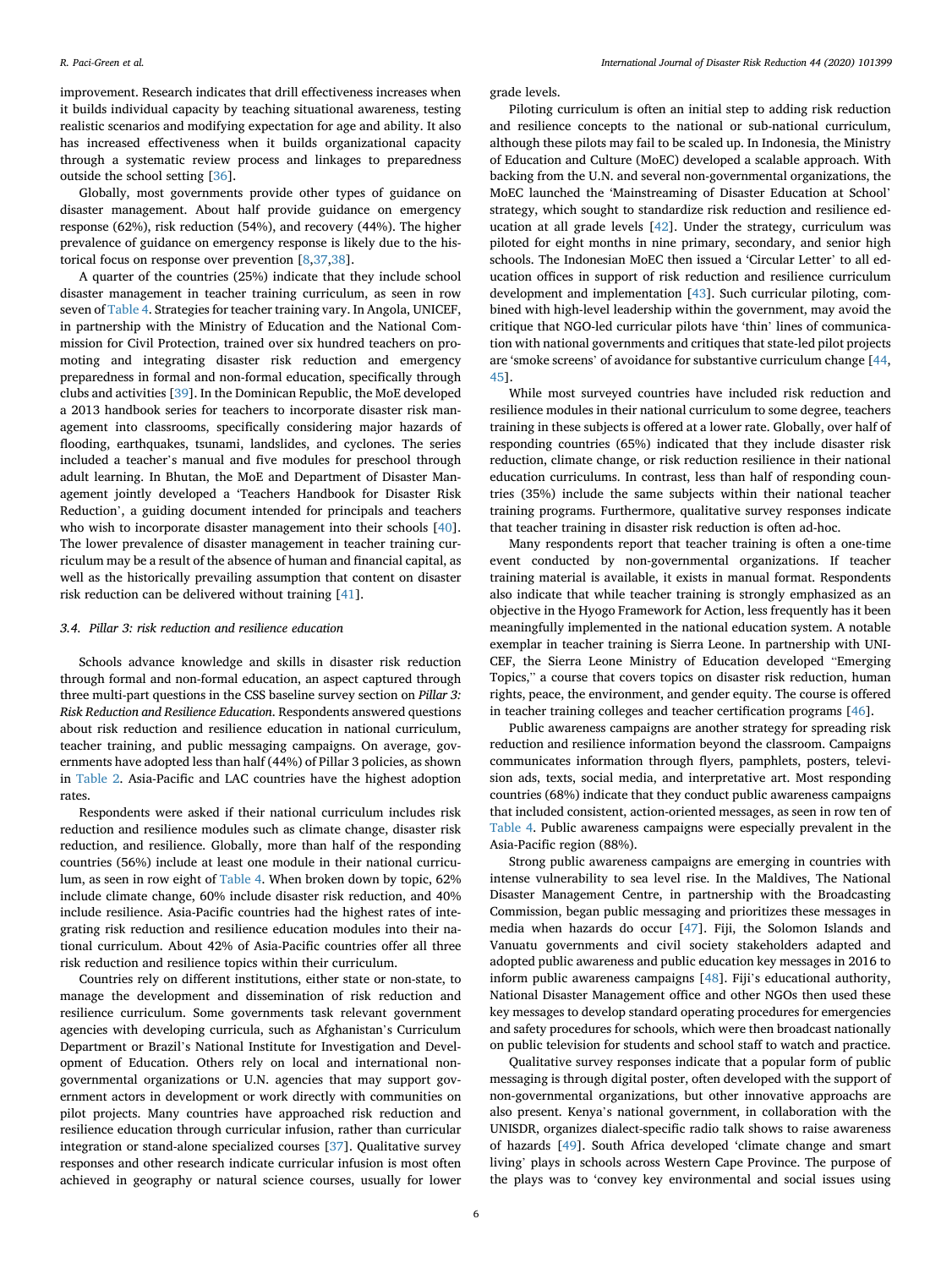improvement. Research indicates that drill effectiveness increases when it builds individual capacity by teaching situational awareness, testing realistic scenarios and modifying expectation for age and ability. It also has increased effectiveness when it builds organizational capacity through a systematic review process and linkages to preparedness outside the school setting [36].

Globally, most governments provide other types of guidance on disaster management. About half provide guidance on emergency response (62%), risk reduction (54%), and recovery (44%). The higher prevalence of guidance on emergency response is likely due to the historical focus on response over prevention [8,37,38].

A quarter of the countries (25%) indicate that they include school disaster management in teacher training curriculum, as seen in row seven of Table 4. Strategies for teacher training vary. In Angola, UNICEF, in partnership with the Ministry of Education and the National Commission for Civil Protection, trained over six hundred teachers on promoting and integrating disaster risk reduction and emergency preparedness in formal and non-formal education, specifically through clubs and activities [39]. In the Dominican Republic, the MoE developed a 2013 handbook series for teachers to incorporate disaster risk management into classrooms, specifically considering major hazards of flooding, earthquakes, tsunami, landslides, and cyclones. The series included a teacher's manual and five modules for preschool through adult learning. In Bhutan, the MoE and Department of Disaster Management jointly developed a 'Teachers Handbook for Disaster Risk Reduction', a guiding document intended for principals and teachers who wish to incorporate disaster management into their schools [40]. The lower prevalence of disaster management in teacher training curriculum may be a result of the absence of human and financial capital, as well as the historically prevailing assumption that content on disaster risk reduction can be delivered without training [41].

### 3.4. Pillar 3: risk reduction and resilience education

Schools advance knowledge and skills in disaster risk reduction through formal and non-formal education, an aspect captured through three multi-part questions in the CSS baseline survey section on *Pillar 3: Risk Reduction and Resilience Education*. Respondents answered questions about risk reduction and resilience education in national curriculum, teacher training, and public messaging campaigns. On average, governments have adopted less than half (44%) of Pillar 3 policies, as shown in Table 2. Asia-Pacific and LAC countries have the highest adoption rates.

Respondents were asked if their national curriculum includes risk reduction and resilience modules such as climate change, disaster risk reduction, and resilience. Globally, more than half of the responding countries (56%) include at least one module in their national curriculum, as seen in row eight of Table 4. When broken down by topic, 62% include climate change, 60% include disaster risk reduction, and 40% include resilience. Asia-Pacific countries had the highest rates of integrating risk reduction and resilience education modules into their national curriculum. About 42% of Asia-Pacific countries offer all three risk reduction and resilience topics within their curriculum.

Countries rely on different institutions, either state or non-state, to manage the development and dissemination of risk reduction and resilience curriculum. Some governments task relevant government agencies with developing curricula, such as Afghanistan's Curriculum Department or Brazil's National Institute for Investigation and Development of Education. Others rely on local and international non-governmental organizations or U.N. agencies that may support government actors in development or work directly with communities on pilot projects. Many countries have approached risk reduction and resilience education through curricular infusion, rather than curricular integration or stand-alone specialized courses [37]. Qualitative survey responses and other research indicate curricular infusion is most often achieved in geography or natural science courses, usually for lower grade levels.

Piloting curriculum is often an initial step to adding risk reduction and resilience concepts to the national or sub-national curriculum, although these pilots may fail to be scaled up. In Indonesia, the Ministry of Education and Culture (MoEC) developed a scalable approach. With backing from the U.N. and several non-governmental organizations, the MoEC launched the 'Mainstreaming of Disaster Education at School' strategy, which sought to standardize risk reduction and resilience education at all grade levels [42]. Under the strategy, curriculum was piloted for eight months in nine primary, secondary, and senior high schools. The Indonesian MoEC then issued a 'Circular Letter' to all education offices in support of risk reduction and resilience curriculum development and implementation [43]. Such curricular piloting, combined with high-level leadership within the government, may avoid the critique that NGO-led curricular pilots have 'thin' lines of communication with national governments and critiques that state-led pilot projects are 'smoke screens' of avoidance for substantive curriculum change [44,45].

While most surveyed countries have included risk reduction and resilience modules in their national curriculum to some degree, teachers training in these subjects is offered at a lower rate. Globally, over half of responding countries (65%) indicated that they include disaster risk reduction, climate change, or risk reduction resilience in their national education curriculums. In contrast, less than half of responding countries (35%) include the same subjects within their national teacher training programs. Furthermore, qualitative survey responses indicate that teacher training in disaster risk reduction is often ad-hoc.

Many respondents report that teacher training is often a one-time event conducted by non-governmental organizations. If teacher training material is available, it exists in manual format. Respondents also indicate that while teacher training is strongly emphasized as an objective in the Hyogo Framework for Action, less frequently has it been meaningfully implemented in the national education system. A notable exemplar in teacher training is Sierra Leone. In partnership with UNICEF, the Sierra Leone Ministry of Education developed "Emerging Topics," a course that covers topics on disaster risk reduction, human rights, peace, the environment, and gender equity. The course is offered in teacher training colleges and teacher certification programs [46].

Public awareness campaigns are another strategy for spreading risk reduction and resilience information beyond the classroom. Campaigns communicates information through flyers, pamphlets, posters, television ads, texts, social media, and interpretative art. Most responding countries (68%) indicate that they conduct public awareness campaigns that included consistent, action-oriented messages, as seen in row ten of Table 4. Public awareness campaigns were especially prevalent in the Asia-Pacific region (88%).

Strong public awareness campaigns are emerging in countries with intense vulnerability to sea level rise. In the Maldives, The National Disaster Management Centre, in partnership with the Broadcasting Commission, began public messaging and prioritizes these messages in media when hazards do occur [47]. Fiji, the Solomon Islands and Vanuatu governments and civil society stakeholders adapted and adopted public awareness and public education key messages in 2016 to inform public awareness campaigns [48]. Fiji's educational authority, National Disaster Management office and other NGOs then used these key messages to develop standard operating procedures for emergencies and safety procedures for schools, which were then broadcast nationally on public television for students and school staff to watch and practice.

Qualitative survey responses indicate that a popular form of public messaging is through digital poster, often developed with the support of non-governmental organizations, but other innovative approachs are also present. Kenya's national government, in collaboration with the UNISDR, organizes dialect-specific radio talk shows to raise awareness of hazards [49]. South Africa developed 'climate change and smart living' plays in schools across Western Cape Province. The purpose of the plays was to 'convey key environmental and social issues using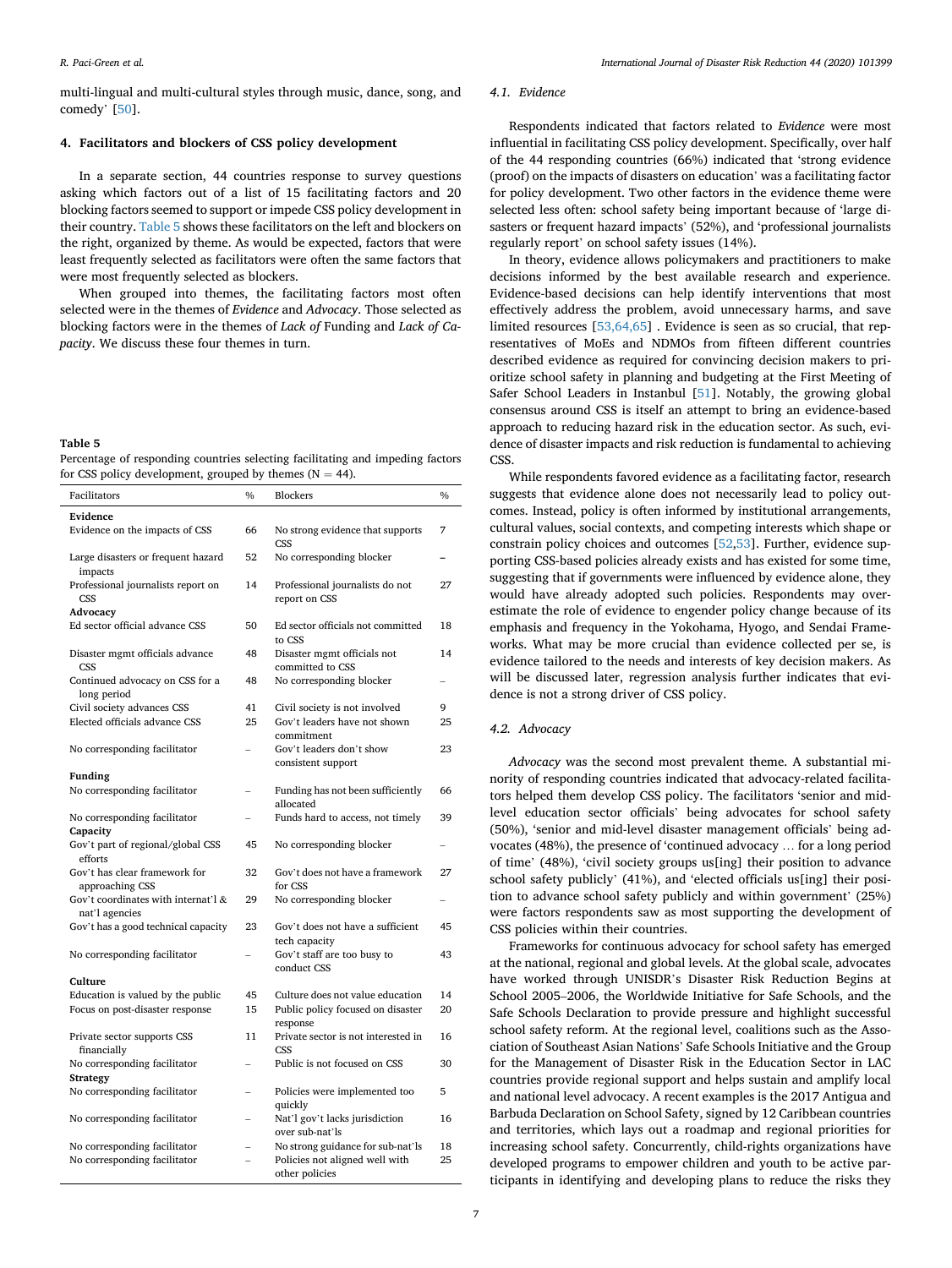multi-lingual and multi-cultural styles through music, dance, song, and comedy' [50].

## 4. Facilitators and blockers of CSS policy development

In a separate section, 44 countries response to survey questions asking which factors out of a list of 15 facilitating factors and 20 blocking factors seemed to support or impede CSS policy development in their country. Table 5 shows these facilitators on the left and blockers on the right, organized by theme. As would be expected, factors that were least frequently selected as facilitators were often the same factors that were most frequently selected as blockers.

When grouped into themes, the facilitating factors most often selected were in the themes of *Evidence* and *Advocacy*. Those selected as blocking factors were in the themes of *Lack of* Funding and *Lack of Capacity*. We discuss these four themes in turn.

**Table 5**
Percentage of responding countries selecting facilitating and impeding factors for CSS policy development, grouped by themes (N = 44).

| Facilitators | % | Blockers | % |
|---|---|---|---|
| **Evidence** | | | |
| Evidence on the impacts of CSS | 66 | No strong evidence that supports CSS | 7 |
| Large disasters or frequent hazard impacts | 52 | No corresponding blocker | – |
| Professional journalists report on CSS | 14 | Professional journalists do not report on CSS | 27 |
| **Advocacy** | | | |
| Ed sector official advance CSS | 50 | Ed sector officials not committed to CSS | 18 |
| Disaster mgmt officials advance CSS | 48 | Disaster mgmt officials not committed to CSS | 14 |
| Continued advocacy on CSS for a long period | 48 | No corresponding blocker | – |
| Civil society advances CSS | 41 | Civil society is not involved | 9 |
| Elected officials advance CSS | 25 | Gov't leaders have not shown commitment | 25 |
| No corresponding facilitator | – | Gov't leaders don't show consistent support | 23 |
| **Funding** | | | |
| No corresponding facilitator | – | Funding has not been sufficiently allocated | 66 |
| No corresponding facilitator | – | Funds hard to access, not timely | 39 |
| **Capacity** | | | |
| Gov't part of regional/global CSS efforts | 45 | No corresponding blocker | – |
| Gov't has clear framework for approaching CSS | 32 | Gov't does not have a framework for CSS | 27 |
| Gov't coordinates with internat'l & nat'l agencies | 29 | No corresponding blocker | – |
| Gov't has a good technical capacity | 23 | Gov't does not have a sufficient tech capacity | 45 |
| No corresponding facilitator | – | Gov't staff are too busy to conduct CSS | 43 |
| **Culture** | | | |
| Education is valued by the public | 45 | Culture does not value education | 14 |
| Focus on post-disaster response | 15 | Public policy focused on disaster response | 20 |
| Private sector supports CSS financially | 11 | Private sector is not interested in CSS | 16 |
| No corresponding facilitator | – | Public is not focused on CSS | 30 |
| **Strategy** | | | |
| No corresponding facilitator | – | Policies were implemented too quickly | 5 |
| No corresponding facilitator | – | Nat'l gov't lacks jurisdiction over sub-nat'ls | 16 |
| No corresponding facilitator | – | No strong guidance for sub-nat'ls | 18 |
| No corresponding facilitator | – | Policies not aligned well with other policies | 25 |

### 4.1. Evidence

Respondents indicated that factors related to *Evidence* were most influential in facilitating CSS policy development. Specifically, over half of the 44 responding countries (66%) indicated that 'strong evidence (proof) on the impacts of disasters on education' was a facilitating factor for policy development. Two other factors in the evidence theme were selected less often: school safety being important because of 'large disasters or frequent hazard impacts' (52%), and 'professional journalists regularly report' on school safety issues (14%).

In theory, evidence allows policymakers and practitioners to make decisions informed by the best available research and experience. Evidence-based decisions can help identify interventions that most effectively address the problem, avoid unnecessary harms, and save limited resources [53,64,65] . Evidence is seen as so crucial, that representatives of MoEs and NDMOs from fifteen different countries described evidence as required for convincing decision makers to prioritize school safety in planning and budgeting at the First Meeting of Safer School Leaders in Instanbul [51]. Notably, the growing global consensus around CSS is itself an attempt to bring an evidence-based approach to reducing hazard risk in the education sector. As such, evidence of disaster impacts and risk reduction is fundamental to achieving CSS.

While respondents favored evidence as a facilitating factor, research suggests that evidence alone does not necessarily lead to policy outcomes. Instead, policy is often informed by institutional arrangements, cultural values, social contexts, and competing interests which shape or constrain policy choices and outcomes [52,53]. Further, evidence supporting CSS-based policies already exists and has existed for some time, suggesting that if governments were influenced by evidence alone, they would have already adopted such policies. Respondents may overestimate the role of evidence to engender policy change because of its emphasis and frequency in the Yokohama, Hyogo, and Sendai Frameworks. What may be more crucial than evidence collected per se, is evidence tailored to the needs and interests of key decision makers. As will be discussed later, regression analysis further indicates that evidence is not a strong driver of CSS policy.

### 4.2. Advocacy

*Advocacy* was the second most prevalent theme. A substantial minority of responding countries indicated that advocacy-related facilitators helped them develop CSS policy. The facilitators 'senior and mid-level education sector officials' being advocates for school safety (50%), 'senior and mid-level disaster management officials' being advocates (48%), the presence of 'continued advocacy … for a long period of time' (48%), 'civil society groups us[ing] their position to advance school safety publicly' (41%), and 'elected officials us[ing] their position to advance school safety publicly and within government' (25%) were factors respondents saw as most supporting the development of CSS policies within their countries.

Frameworks for continuous advocacy for school safety has emerged at the national, regional and global levels. At the global scale, advocates have worked through UNISDR's Disaster Risk Reduction Begins at School 2005–2006, the Worldwide Initiative for Safe Schools, and the Safe Schools Declaration to provide pressure and highlight successful school safety reform. At the regional level, coalitions such as the Association of Southeast Asian Nations' Safe Schools Initiative and the Group for the Management of Disaster Risk in the Education Sector in LAC countries provide regional support and helps sustain and amplify local and national level advocacy. A recent examples is the 2017 Antigua and Barbuda Declaration on School Safety, signed by 12 Caribbean countries and territories, which lays out a roadmap and regional priorities for increasing school safety. Concurrently, child-rights organizations have developed programs to empower children and youth to be active participants in identifying and developing plans to reduce the risks they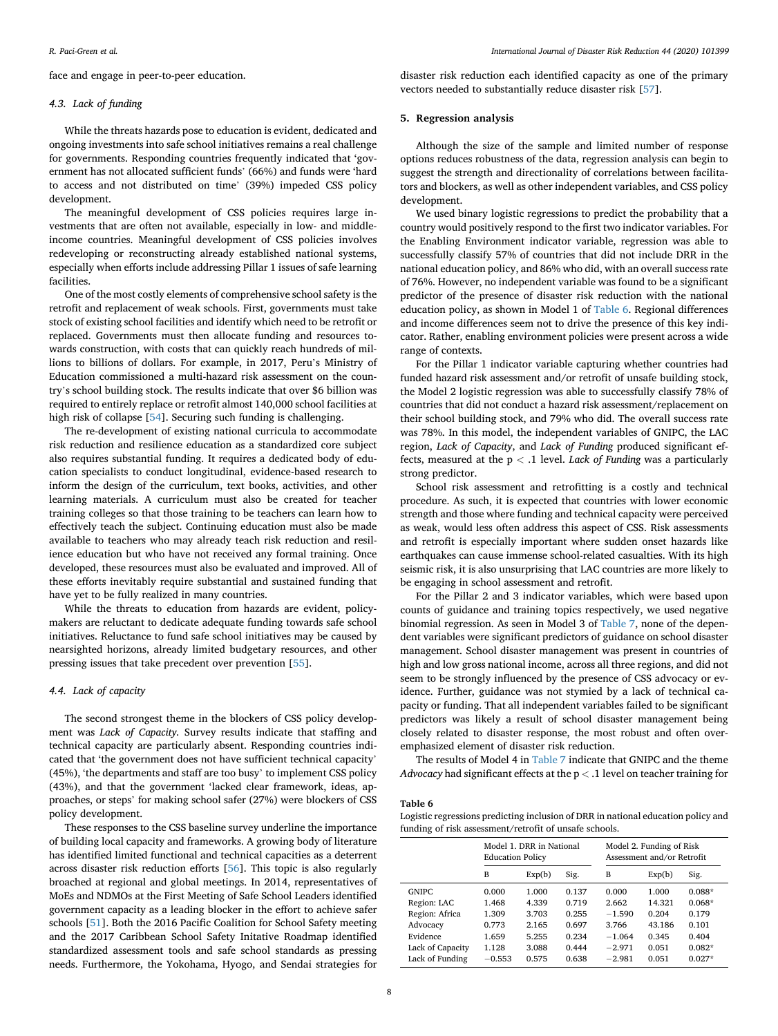face and engage in peer-to-peer education.

### 4.3. Lack of funding

While the threats hazards pose to education is evident, dedicated and ongoing investments into safe school initiatives remains a real challenge for governments. Responding countries frequently indicated that 'government has not allocated sufficient funds' (66%) and funds were 'hard to access and not distributed on time' (39%) impeded CSS policy development.

The meaningful development of CSS policies requires large investments that are often not available, especially in low- and middle-income countries. Meaningful development of CSS policies involves redeveloping or reconstructing already established national systems, especially when efforts include addressing Pillar 1 issues of safe learning facilities.

One of the most costly elements of comprehensive school safety is the retrofit and replacement of weak schools. First, governments must take stock of existing school facilities and identify which need to be retrofit or replaced. Governments must then allocate funding and resources towards construction, with costs that can quickly reach hundreds of millions to billions of dollars. For example, in 2017, Peru's Ministry of Education commissioned a multi-hazard risk assessment on the country's school building stock. The results indicate that over $6 billion was required to entirely replace or retrofit almost 140,000 school facilities at high risk of collapse [54]. Securing such funding is challenging.

The re-development of existing national curricula to accommodate risk reduction and resilience education as a standardized core subject also requires substantial funding. It requires a dedicated body of education specialists to conduct longitudinal, evidence-based research to inform the design of the curriculum, text books, activities, and other learning materials. A curriculum must also be created for teacher training colleges so that those training to be teachers can learn how to effectively teach the subject. Continuing education must also be made available to teachers who may already teach risk reduction and resilience education but who have not received any formal training. Once developed, these resources must also be evaluated and improved. All of these efforts inevitably require substantial and sustained funding that have yet to be fully realized in many countries.

While the threats to education from hazards are evident, policymakers are reluctant to dedicate adequate funding towards safe school initiatives. Reluctance to fund safe school initiatives may be caused by nearsighted horizons, already limited budgetary resources, and other pressing issues that take precedent over prevention [55].

### 4.4. Lack of capacity

The second strongest theme in the blockers of CSS policy development was *Lack of Capacity*. Survey results indicate that staffing and technical capacity are particularly absent. Responding countries indicated that 'the government does not have sufficient technical capacity' (45%), 'the departments and staff are too busy' to implement CSS policy (43%), and that the government 'lacked clear framework, ideas, approaches, or steps' for making school safer (27%) were blockers of CSS policy development.

These responses to the CSS baseline survey underline the importance of building local capacity and frameworks. A growing body of literature has identified limited functional and technical capacities as a deterrent across disaster risk reduction efforts [56]. This topic is also regularly broached at regional and global meetings. In 2014, representatives of MoEs and NDMOs at the First Meeting of Safe School Leaders identified government capacity as a leading blocker in the effort to achieve safer schools [51]. Both the 2016 Pacific Coalition for School Safety meeting and the 2017 Caribbean School Safety Initative Roadmap identified standardized assessment tools and safe school standards as pressing needs. Furthermore, the Yokohama, Hyogo, and Sendai strategies for disaster risk reduction each identified capacity as one of the primary vectors needed to substantially reduce disaster risk [57].

## 5. Regression analysis

Although the size of the sample and limited number of response options reduces robustness of the data, regression analysis can begin to suggest the strength and directionality of correlations between facilitators and blockers, as well as other independent variables, and CSS policy development.

We used binary logistic regressions to predict the probability that a country would positively respond to the first two indicator variables. For the Enabling Environment indicator variable, regression was able to successfully classify 57% of countries that did not include DRR in the national education policy, and 86% who did, with an overall success rate of 76%. However, no independent variable was found to be a significant predictor of the presence of disaster risk reduction with the national education policy, as shown in Model 1 of Table 6. Regional differences and income differences seem not to drive the presence of this key indicator. Rather, enabling environment policies were present across a wide range of contexts.

For the Pillar 1 indicator variable capturing whether countries had funded hazard risk assessment and/or retrofit of unsafe building stock, the Model 2 logistic regression was able to successfully classify 78% of countries that did not conduct a hazard risk assessment/replacement on their school building stock, and 79% who did. The overall success rate was 78%. In this model, the independent variables of GNIPC, the LAC region, *Lack of Capacity*, and *Lack of Funding* produced significant effects, measured at the $p < .1$ level. *Lack of Funding* was a particularly strong predictor.

School risk assessment and retrofitting is a costly and technical procedure. As such, it is expected that countries with lower economic strength and those where funding and technical capacity were perceived as weak, would less often address this aspect of CSS. Risk assessments and retrofit is especially important where sudden onset hazards like earthquakes can cause immense school-related casualties. With its high seismic risk, it is also unsurprising that LAC countries are more likely to be engaging in school assessment and retrofit.

For the Pillar 2 and 3 indicator variables, which were based upon counts of guidance and training topics respectively, we used negative binomial regression. As seen in Model 3 of Table 7, none of the dependent variables were significant predictors of guidance on school disaster management. School disaster management was present in countries of high and low gross national income, across all three regions, and did not seem to be strongly influenced by the presence of CSS advocacy or evidence. Further, guidance was not stymied by a lack of technical capacity or funding. That all independent variables failed to be significant predictors was likely a result of school disaster management being closely related to disaster response, the most robust and often over-emphasized element of disaster risk reduction.

The results of Model 4 in Table 7 indicate that GNIPC and the theme *Advocacy* had significant effects at the $p < .1$ level on teacher training for

**Table 6**
Logistic regressions predicting inclusion of DRR in national education policy and funding of risk assessment/retrofit of unsafe schools.

| | Model 1. DRR in National Education Policy | | | Model 2. Funding of Risk Assessment and/or Retrofit | | |
|---|---|---|---|---|---|---|
| | B | Exp(b) | Sig. | B | Exp(b) | Sig. |
| GNIPC | 0.000 | 1.000 | 0.137 | 0.000 | 1.000 | 0.088* |
| Region: LAC | 1.468 | 4.339 | 0.719 | 2.662 | 14.321 | 0.068* |
| Region: Africa | 1.309 | 3.703 | 0.255 | −1.590 | 0.204 | 0.179 |
| Advocacy | 0.773 | 2.165 | 0.697 | 3.766 | 43.186 | 0.101 |
| Evidence | 1.659 | 5.255 | 0.234 | −1.064 | 0.345 | 0.404 |
| Lack of Capacity | 1.128 | 3.088 | 0.444 | −2.971 | 0.051 | 0.082* |
| Lack of Funding | −0.553 | 0.575 | 0.638 | −2.981 | 0.051 | 0.027* |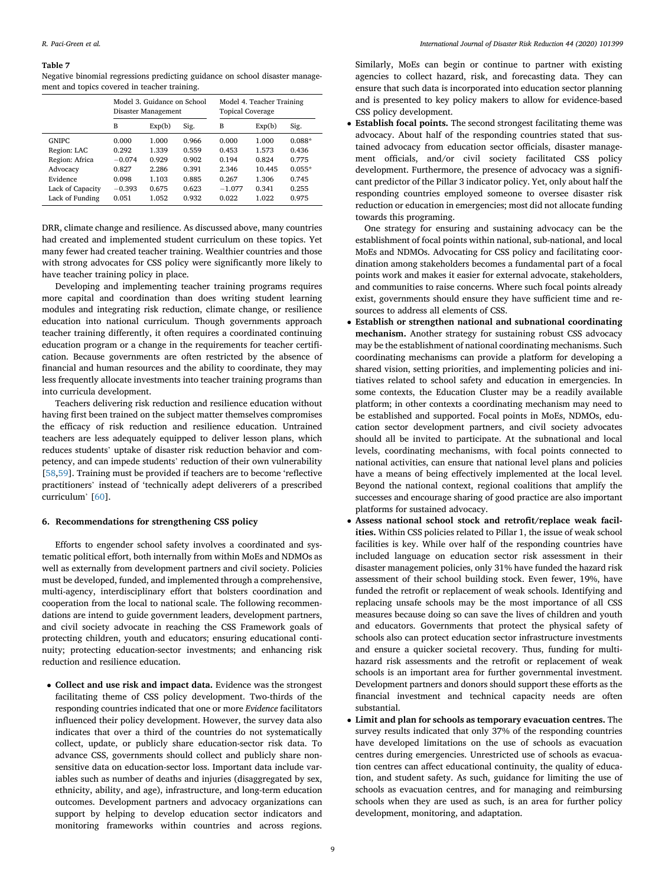**Table 7**

Negative binomial regressions predicting guidance on school disaster management and topics covered in teacher training.

| | Model 3. Guidance on School Disaster Management | | | Model 4. Teacher Training Topical Coverage | | |
|---|---|---|---|---|---|---|
| | B | Exp(b) | Sig. | B | Exp(b) | Sig. |
| GNIPC | 0.000 | 1.000 | 0.966 | 0.000 | 1.000 | 0.088* |
| Region: LAC | 0.292 | 1.339 | 0.559 | 0.453 | 1.573 | 0.436 |
| Region: Africa | −0.074 | 0.929 | 0.902 | 0.194 | 0.824 | 0.775 |
| Advocacy | 0.827 | 2.286 | 0.391 | 2.346 | 10.445 | 0.055* |
| Evidence | 0.098 | 1.103 | 0.885 | 0.267 | 1.306 | 0.745 |
| Lack of Capacity | −0.393 | 0.675 | 0.623 | −1.077 | 0.341 | 0.255 |
| Lack of Funding | 0.051 | 1.052 | 0.932 | 0.022 | 1.022 | 0.975 |

DRR, climate change and resilience. As discussed above, many countries had created and implemented student curriculum on these topics. Yet many fewer had created teacher training. Wealthier countries and those with strong advocates for CSS policy were significantly more likely to have teacher training policy in place.

Developing and implementing teacher training programs requires more capital and coordination than does writing student learning modules and integrating risk reduction, climate change, or resilience education into national curriculum. Though governments approach teacher training differently, it often requires a coordinated continuing education program or a change in the requirements for teacher certification. Because governments are often restricted by the absence of financial and human resources and the ability to coordinate, they may less frequently allocate investments into teacher training programs than into curricula development.

Teachers delivering risk reduction and resilience education without having first been trained on the subject matter themselves compromises the efficacy of risk reduction and resilience education. Untrained teachers are less adequately equipped to deliver lesson plans, which reduces students' uptake of disaster risk reduction behavior and competency, and can impede students' reduction of their own vulnerability [58,59]. Training must be provided if teachers are to become 'reflective practitioners' instead of 'technically adept deliverers of a prescribed curriculum' [60].

## 6. Recommendations for strengthening CSS policy

Efforts to engender school safety involves a coordinated and systematic political effort, both internally from within MoEs and NDMOs as well as externally from development partners and civil society. Policies must be developed, funded, and implemented through a comprehensive, multi-agency, interdisciplinary effort that bolsters coordination and cooperation from the local to national scale. The following recommendations are intend to guide government leaders, development partners, and civil society advocate in reaching the CSS Framework goals of protecting children, youth and educators; ensuring educational continuity; protecting education-sector investments; and enhancing risk reduction and resilience education.

- **Collect and use risk and impact data.** Evidence was the strongest facilitating theme of CSS policy development. Two-thirds of the responding countries indicated that one or more *Evidence* facilitators influenced their policy development. However, the survey data also indicates that over a third of the countries do not systematically collect, update, or publicly share education-sector risk data. To advance CSS, governments should collect and publicly share non-sensitive data on education-sector loss. Important data include variables such as number of deaths and injuries (disaggregated by sex, ethnicity, ability, and age), infrastructure, and long-term education outcomes. Development partners and advocacy organizations can support by helping to develop education sector indicators and monitoring frameworks within countries and across regions. Similarly, MoEs can begin or continue to partner with existing agencies to collect hazard, risk, and forecasting data. They can ensure that such data is incorporated into education sector planning and is presented to key policy makers to allow for evidence-based CSS policy development.
- **Establish focal points.** The second strongest facilitating theme was advocacy. About half of the responding countries stated that sustained advocacy from education sector officials, disaster management officials, and/or civil society facilitated CSS policy development. Furthermore, the presence of advocacy was a significant predictor of the Pillar 3 indicator policy. Yet, only about half the responding countries employed someone to oversee disaster risk reduction or education in emergencies; most did not allocate funding towards this programing.

  One strategy for ensuring and sustaining advocacy can be the establishment of focal points within national, sub-national, and local MoEs and NDMOs. Advocating for CSS policy and facilitating coordination among stakeholders becomes a fundamental part of a focal points work and makes it easier for external advocate, stakeholders, and communities to raise concerns. Where such focal points already exist, governments should ensure they have sufficient time and resources to address all elements of CSS.
- **Establish or strengthen national and subnational coordinating mechanism.** Another strategy for sustaining robust CSS advocacy may be the establishment of national coordinating mechanisms. Such coordinating mechanisms can provide a platform for developing a shared vision, setting priorities, and implementing policies and initiatives related to school safety and education in emergencies. In some contexts, the Education Cluster may be a readily available platform; in other contexts a coordinating mechanism may need to be established and supported. Focal points in MoEs, NDMOs, education sector development partners, and civil society advocates should all be invited to participate. At the subnational and local levels, coordinating mechanisms, with focal points connected to national activities, can ensure that national level plans and policies have a means of being effectively implemented at the local level. Beyond the national context, regional coalitions that amplify the successes and encourage sharing of good practice are also important platforms for sustained advocacy.
- **Assess national school stock and retrofit/replace weak facilities.** Within CSS policies related to Pillar 1, the issue of weak school facilities is key. While over half of the responding countries have included language on education sector risk assessment in their disaster management policies, only 31% have funded the hazard risk assessment of their school building stock. Even fewer, 19%, have funded the retrofit or replacement of weak schools. Identifying and replacing unsafe schools may be the most importance of all CSS measures because doing so can save the lives of children and youth and educators. Governments that protect the physical safety of schools also can protect education sector infrastructure investments and ensure a quicker societal recovery. Thus, funding for multi-hazard risk assessments and the retrofit or replacement of weak schools is an important area for further governmental investment. Development partners and donors should support these efforts as the financial investment and technical capacity needs are often substantial.
- **Limit and plan for schools as temporary evacuation centres.** The survey results indicated that only 37% of the responding countries have developed limitations on the use of schools as evacuation centres during emergencies. Unrestricted use of schools as evacuation centres can affect educational continuity, the quality of education, and student safety. As such, guidance for limiting the use of schools as evacuation centres, and for managing and reimbursing schools when they are used as such, is an area for further policy development, monitoring, and adaptation.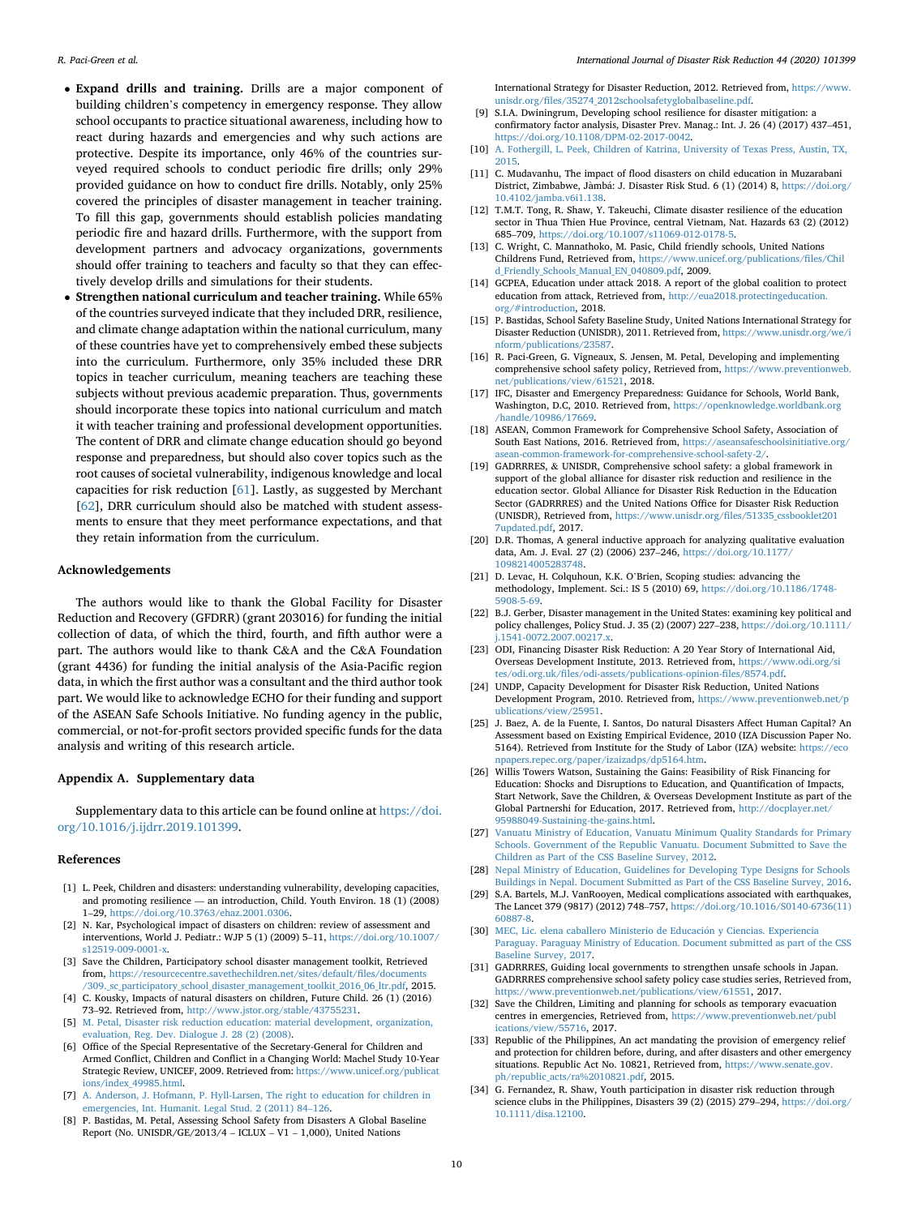- **Expand drills and training.** Drills are a major component of building children's competency in emergency response. They allow school occupants to practice situational awareness, including how to react during hazards and emergencies and why such actions are protective. Despite its importance, only 46% of the countries surveyed required schools to conduct periodic fire drills; only 29% provided guidance on how to conduct fire drills. Notably, only 25% covered the principles of disaster management in teacher training. To fill this gap, governments should establish policies mandating periodic fire and hazard drills. Furthermore, with the support from development partners and advocacy organizations, governments should offer training to teachers and faculty so that they can effectively develop drills and simulations for their students.
- **Strengthen national curriculum and teacher training.** While 65% of the countries surveyed indicate that they included DRR, resilience, and climate change adaptation within the national curriculum, many of these countries have yet to comprehensively embed these subjects into the curriculum. Furthermore, only 35% included these DRR topics in teacher curriculum, meaning teachers are teaching these subjects without previous academic preparation. Thus, governments should incorporate these topics into national curriculum and match it with teacher training and professional development opportunities. The content of DRR and climate change education should go beyond response and preparedness, but should also cover topics such as the root causes of societal vulnerability, indigenous knowledge and local capacities for risk reduction [61]. Lastly, as suggested by Merchant [62], DRR curriculum should also be matched with student assessments to ensure that they meet performance expectations, and that they retain information from the curriculum.

## Acknowledgements

The authors would like to thank the Global Facility for Disaster Reduction and Recovery (GFDRR) (grant 203016) for funding the initial collection of data, of which the third, fourth, and fifth author were a part. The authors would like to thank C&A and the C&A Foundation (grant 4436) for funding the initial analysis of the Asia-Pacific region data, in which the first author was a consultant and the third author took part. We would like to acknowledge ECHO for their funding and support of the ASEAN Safe Schools Initiative. No funding agency in the public, commercial, or not-for-profit sectors provided specific funds for the data analysis and writing of this research article.

## Appendix A. Supplementary data

Supplementary data to this article can be found online at https://doi.org/10.1016/j.ijdrr.2019.101399.

## References

[1] L. Peek, Children and disasters: understanding vulnerability, developing capacities, and promoting resilience — an introduction, Child. Youth Environ. 18 (1) (2008) 1–29, https://doi.org/10.3763/ehaz.2001.0306.

[2] N. Kar, Psychological impact of disasters on children: review of assessment and interventions, World J. Pediatr.: WJP 5 (1) (2009) 5–11, https://doi.org/10.1007/s12519-009-0001-x.

[3] Save the Children, Participatory school disaster management toolkit, Retrieved from, https://resourcecentre.savethechildren.net/sites/default/files/documents/309._sc_participatory_school_disaster_management_toolkit_2016_06_ltr.pdf, 2015.

[4] C. Kousky, Impacts of natural disasters on children, Future Child. 26 (1) (2016) 73–92. Retrieved from, http://www.jstor.org/stable/43755231.

[5] M. Petal, Disaster risk reduction education: material development, organization, evaluation, Reg. Dev. Dialogue J. 28 (2) (2008).

[6] Office of the Special Representative of the Secretary-General for Children and Armed Conflict, Children and Conflict in a Changing World: Machel Study 10-Year Strategic Review, UNICEF, 2009. Retrieved from: https://www.unicef.org/publications/index_49985.html.

[7] A. Anderson, J. Hofmann, P. Hyll-Larsen, The right to education for children in emergencies, Int. Humanit. Legal Stud. 2 (2011) 84–126.

[8] P. Bastidas, M. Petal, Assessing School Safety from Disasters A Global Baseline Report (No. UNISDR/GE/2013/4 – ICLUX – V1 – 1,000), United Nations International Strategy for Disaster Reduction, 2012. Retrieved from, https://www.unisdr.org/files/35274_2012schoolsafetyglobalbaseline.pdf.

[9] S.I.A. Dwiningrum, Developing school resilience for disaster mitigation: a confirmatory factor analysis, Disaster Prev. Manag.: Int. J. 26 (4) (2017) 437–451, https://doi.org/10.1108/DPM-02-2017-0042.

[10] A. Fothergill, L. Peek, Children of Katrina, University of Texas Press, Austin, TX, 2015.

[11] C. Mudavanhu, The impact of flood disasters on child education in Muzarabani District, Zimbabwe, Jàmbá: J. Disaster Risk Stud. 6 (1) (2014) 8, https://doi.org/10.4102/jamba.v6i1.138.

[12] T.M.T. Tong, R. Shaw, Y. Takeuchi, Climate disaster resilience of the education sector in Thua Thien Hue Province, central Vietnam, Nat. Hazards 63 (2) (2012) 685–709, https://doi.org/10.1007/s11069-012-0178-5.

[13] C. Wright, C. Mannathoko, M. Pasic, Child friendly schools, United Nations Childrens Fund, Retrieved from, https://www.unicef.org/publications/files/Child_Friendly_Schools_Manual_EN_040809.pdf, 2009.

[14] GCPEA, Education under attack 2018. A report of the global coalition to protect education from attack, Retrieved from, http://eua2018.protectingeducation.org/#introduction, 2018.

[15] P. Bastidas, School Safety Baseline Study, United Nations International Strategy for Disaster Reduction (UNISDR), 2011. Retrieved from, https://www.unisdr.org/we/inform/publications/23587.

[16] R. Paci-Green, G. Vigneaux, S. Jensen, M. Petal, Developing and implementing comprehensive school safety policy, Retrieved from, https://www.preventionweb.net/publications/view/61521, 2018.

[17] IFC, Disaster and Emergency Preparedness: Guidance for Schools, World Bank, Washington, D.C, 2010. Retrieved from, https://openknowledge.worldbank.org/handle/10986/17669.

[18] ASEAN, Common Framework for Comprehensive School Safety, Association of South East Nations, 2016. Retrieved from, https://aseansafeschoolsinitiative.org/asean-common-framework-for-comprehensive-school-safety-2/.

[19] GADRRRES, & UNISDR, Comprehensive school safety: a global framework in support of the global alliance for disaster risk reduction and resilience in the education sector. Global Alliance for Disaster Risk Reduction in the Education Sector (GADRRRES) and the United Nations Office for Disaster Risk Reduction (UNISDR), Retrieved from, https://www.unisdr.org/files/51335_cssbooklet2017updated.pdf, 2017.

[20] D.R. Thomas, A general inductive approach for analyzing qualitative evaluation data, Am. J. Eval. 27 (2) (2006) 237–246, https://doi.org/10.1177/1098214005283748.

[21] D. Levac, H. Colquhoun, K.K. O'Brien, Scoping studies: advancing the methodology, Implement. Sci.: IS 5 (2010) 69, https://doi.org/10.1186/1748-5908-5-69.

[22] B.J. Gerber, Disaster management in the United States: examining key political and policy challenges, Policy Stud. J. 35 (2) (2007) 227–238, https://doi.org/10.1111/j.1541-0072.2007.00217.x.

[23] ODI, Financing Disaster Risk Reduction: A 20 Year Story of International Aid, Overseas Development Institute, 2013. Retrieved from, https://www.odi.org/sites/odi.org.uk/files/odi-assets/publications-opinion-files/8574.pdf.

[24] UNDP, Capacity Development for Disaster Risk Reduction, United Nations Development Program, 2010. Retrieved from, https://www.preventionweb.net/publications/view/25951.

[25] J. Baez, A. de la Fuente, I. Santos, Do natural Disasters Affect Human Capital? An Assessment based on Existing Empirical Evidence, 2010 (IZA Discussion Paper No. 5164). Retrieved from Institute for the Study of Labor (IZA) website: https://econpapers.repec.org/paper/izaizadps/dp5164.htm.

[26] Willis Towers Watson, Sustaining the Gains: Feasibility of Risk Financing for Education: Shocks and Disruptions to Education, and Quantification of Impacts, Start Network, Save the Children, & Overseas Development Institute as part of the Global Partnershi for Education, 2017. Retrieved from, http://docplayer.net/95988049-Sustaining-the-gains.html.

[27] Vanuatu Ministry of Education, Vanuatu Minimum Quality Standards for Primary Schools. Government of the Republic Vanuatu. Document Submitted to Save the Children as Part of the CSS Baseline Survey, 2012.

[28] Nepal Ministry of Education, Guidelines for Developing Type Designs for Schools Buildings in Nepal. Document Submitted as Part of the CSS Baseline Survey, 2016.

[29] S.A. Bartels, M.J. VanRooyen, Medical complications associated with earthquakes, The Lancet 379 (9817) (2012) 748–757, https://doi.org/10.1016/S0140-6736(11)60887-8.

[30] MEC, Lic. elena caballero Ministerio de Educación y Ciencias. Experiencia Paraguay. Paraguay Ministry of Education. Document submitted as part of the CSS Baseline Survey, 2017.

[31] GADRRRES, Guiding local governments to strengthen unsafe schools in Japan. GADRRRES comprehensive school safety policy case studies series, Retrieved from, https://www.preventionweb.net/publications/view/61551, 2017.

[32] Save the Children, Limiting and planning for schools as temporary evacuation centres in emergencies, Retrieved from, https://www.preventionweb.net/publications/view/55716, 2017.

[33] Republic of the Philippines, An act mandating the provision of emergency relief and protection for children before, during, and after disasters and other emergency situations. Republic Act No. 10821, Retrieved from, https://www.senate.gov.ph/republic_acts/ra%2010821.pdf, 2015.

[34] G. Fernandez, R. Shaw, Youth participation in disaster risk reduction through science clubs in the Philippines, Disasters 39 (2) (2015) 279–294, https://doi.org/10.1111/disa.12100.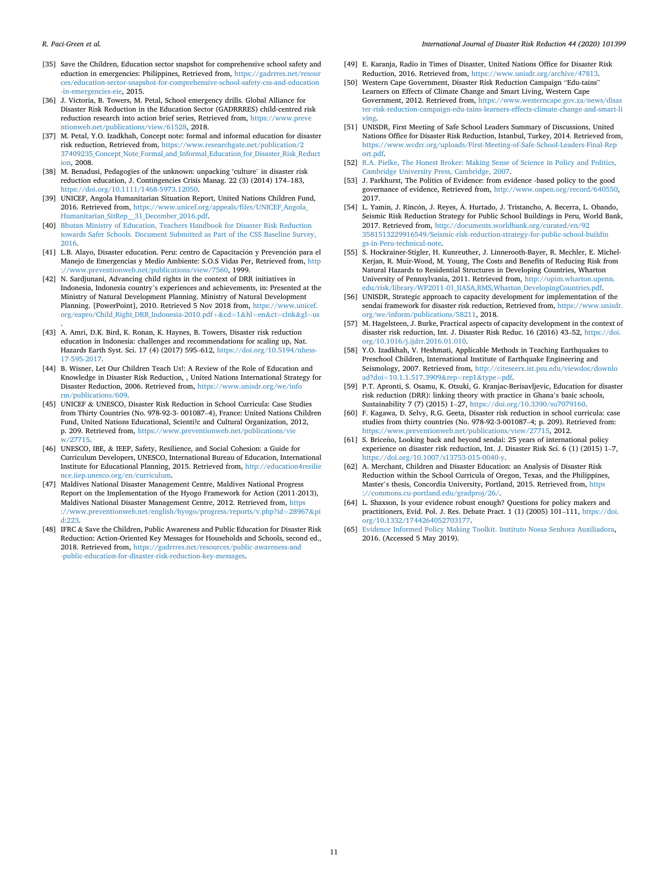[35] Save the Children, Education sector snapshot for comprehensive school safety and eduction in emergencies: Philippines, Retrieved from, https://gadrrres.net/resources/education-sector-snapshot-for-comprehensive-school-safety-css-and-education-in-emergencies-eie, 2015.

[36] J. Victoria, B. Towers, M. Petal, School emergency drills. Global Alliance for Disaster Risk Reduction in the Education Sector (GADRRRES) child-centred risk reduction research into action brief series, Retrieved from, https://www.preventionweb.net/publications/view/61528, 2018.

[37] M. Petal, Y.O. Izadkhah, Concept note: formal and informal education for disaster risk reduction, Retrieved from, https://www.researchgate.net/publication/237409235_Concept_Note_Formal_and_Informal_Education_for_Disaster_Risk_Reduction, 2008.

[38] M. Benadusi, Pedagogies of the unknown: unpacking 'culture' in disaster risk reduction education, J. Contingencies Crisis Manag. 22 (3) (2014) 174–183, https://doi.org/10.1111/1468-5973.12050.

[39] UNICEF, Angola Humanitarian Situation Report, United Nations Children Fund, 2016. Retrieved from, https://www.unicef.org/appeals/files/UNICEF_Angola_Humanitarian_SitRep__31_December_2016.pdf.

[40] Bhutan Ministry of Education, Teachers Handbook for Disaster Risk Reduction towards Safer Schools. Document Submitted as Part of the CSS Baseline Survey, 2016.

[41] L.B. Alayo, Disaster education. Peru: centro de Capacitación y Prevención para el Manejo de Emergencias y Medio Ambiente: S.O.S Vidas Per, Retrieved from, http://www.preventionweb.net/publications/view/7560, 1999.

[42] N. Sardjunani, Advancing child rights in the context of DRR initiatives in Indonesia, Indonesia country's experiences and achievements, in: Presented at the Ministry of Natural Development Planning. Ministry of Natural Development Planning. [PowerPoint], 2010. Retrieved 5 Nov 2018 from, https://www.unicef.org/eapro/Child_Right_DRR_Indonesia-2010.pdf+&cd=1&hl=en&ct=clnk&gl=us.

[43] A. Amri, D.K. Bird, K. Ronan, K. Haynes, B. Towers, Disaster risk reduction education in Indonesia: challenges and recommendations for scaling up, Nat. Hazards Earth Syst. Sci. 17 (4) (2017) 595–612, https://doi.org/10.5194/nhess-17-595-2017.

[44] B. Wisner, Let Our Children Teach Us!: A Review of the Role of Education and Knowledge in Disaster Risk Reduction, , United Nations International Strategy for Disaster Reduction, 2006. Retrieved from, https://www.unisdr.org/we/inform/publications/609.

[45] UNICEF & UNESCO, Disaster Risk Reduction in School Curricula: Case Studies from Thirty Countries (No. 978-92-3- 001087–4), France: United Nations Children Fund, United Nations Educational, Scienti!c and Cultural Organization, 2012, p. 209. Retrieved from, https://www.preventionweb.net/publications/view/27715.

[46] UNESCO, IBE, & IEEP, Safety, Resilience, and Social Cohesion: a Guide for Curriculum Developers, UNESCO, International Bureau of Education, International Institute for Educational Planning, 2015. Retrieved from, http://education4resilience.iiep.unesco.org/en/curriculum.

[47] Maldives National Disaster Management Centre, Maldives National Progress Report on the Implementation of the Hyogo Framework for Action (2011-2013), Maldives National Disaster Management Centre, 2012. Retrieved from, https://www.preventionweb.net/english/hyogo/progress/reports/v.php?id=28967&pid:223.

[48] IFRC & Save the Children, Public Awareness and Public Education for Disaster Risk Reduction: Action-Oriented Key Messages for Households and Schools, second ed., 2018. Retrieved from, https://gadrrres.net/resources/public-awareness-and-public-education-for-disaster-risk-reduction-key-messages.

[49] E. Karanja, Radio in Times of Disaster, United Nations Office for Disaster Risk Reduction, 2016. Retrieved from, https://www.unisdr.org/archive/47813.

[50] Western Cape Government, Disaster Risk Reduction Campaign "Edu-tains" Learners on Effects of Climate Change and Smart Living, Western Cape Government, 2012. Retrieved from, https://www.westerncape.gov.za/news/disaster-risk-reduction-campaign-edu-tains-learners-effects-climate-change-and-smart-living.

[51] UNISDR, First Meeting of Safe School Leaders Summary of Discussions, United Nations Office for Disaster Risk Reduction, Istanbul, Turkey, 2014. Retrieved from, https://www.wcdrr.org/uploads/First-Meeting-of-Safe-School-Leaders-Final-Report.pdf.

[52] R.A. Pielke, The Honest Broker: Making Sense of Science in Policy and Politics, Cambridge University Press, Cambridge, 2007.

[53] J. Parkhurst, The Politics of Evidence: from evidence -based policy to the good governance of evidence, Retrieved from, http://www.oapen.org/record/640550, 2017.

[54] L. Yamin, J. Rincón, J. Reyes, Á. Hurtado, J. Tristancho, A. Becerra, L. Obando, Seismic Risk Reduction Strategy for Public School Buildings in Peru, World Bank, 2017. Retrieved from, http://documents.worldbank.org/curated/en/923581513229916549/Seismic-risk-reduction-strategy-for-public-school-buildings-in-Peru-technical-note.

[55] S. Hockrainer-Stigler, H. Kunreuther, J. Linnerooth-Bayer, R. Mechler, E. Michel-Kerjan, R. Muir-Wood, M. Young, The Costs and Benefits of Reducing Risk from Natural Hazards to Residential Structures in Developing Countries, Wharton University of Pennsylvania, 2011. Retrieved from, http://opim.wharton.upenn.edu/risk/library/WP2011-01_IIASA,RMS,Wharton_DevelopingCountries.pdf.

[56] UNISDR, Strategic approach to capacity development for implementation of the sendai framework for disaster risk reduction, Retrieved from, https://www.unisdr.org/we/inform/publications/58211, 2018.

[57] M. Hagelsteen, J. Burke, Practical aspects of capacity development in the context of disaster risk reduction, Int. J. Disaster Risk Reduc. 16 (2016) 43–52, https://doi.org/10.1016/j.ijdrr.2016.01.010.

[58] Y.O. Izadkhah, V. Heshmati, Applicable Methods in Teaching Earthquakes to Preschool Children, International Institute of Earthquake Engineering and Seismology, 2007. Retrieved from, http://citeseerx.ist.psu.edu/viewdoc/download?doi=10.1.1.517.3909&rep=rep1&type=pdf.

[59] P.T. Apronti, S. Osamu, K. Otsuki, G. Kranjac-Berisavljevic, Education for disaster risk reduction (DRR): linking theory with practice in Ghana's basic schools, Sustainability 7 (7) (2015) 1–27, https://doi.org/10.3390/su7079160.

[60] F. Kagawa, D. Selvy, R.G. Geeta, Disaster risk reduction in school curricula: case studies from thirty countries (No. 978-92-3-001087–4; p. 209). Retrieved from: https://www.preventionweb.net/publications/view/27715, 2012.

[61] S. Briceño, Looking back and beyond sendai: 25 years of international policy experience on disaster risk reduction, Int. J. Disaster Risk Sci. 6 (1) (2015) 1–7, https://doi.org/10.1007/s13753-015-0040-y.

[62] A. Merchant, Children and Disaster Education: an Analysis of Disaster Risk Reduction within the School Curricula of Oregon, Texas, and the Philippines, Master's thesis, Concordia University, Portland, 2015. Retrieved from, https://commons.cu-portland.edu/gradproj/26/.

[64] L. Shaxson, Is your evidence robust enough? Questions for policy makers and practitioners, Evid. Pol. J. Res. Debate Pract. 1 (1) (2005) 101–111, https://doi.org/10.1332/1744264052703177.

[65] Evidence Informed Policy Making Toolkit. Instituto Nossa Senhora Auxiliadora, 2016. (Accessed 5 May 2019).